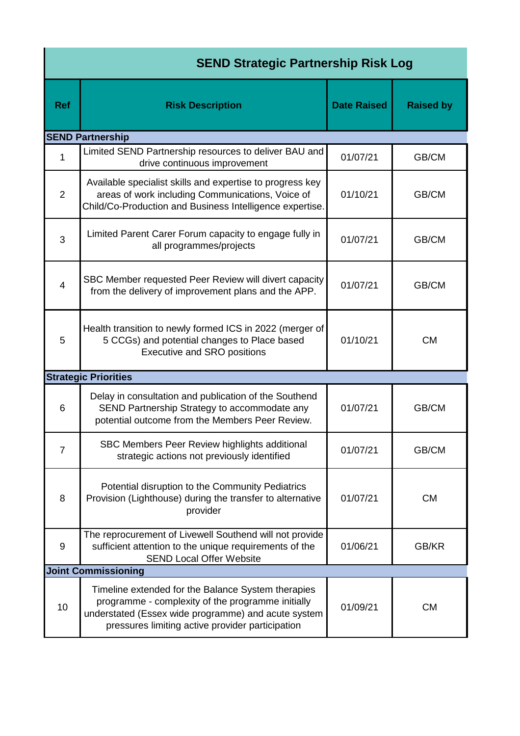# SEND Strategic Partnership Risk Log

| Ref | Risk Description | Date Raised | Raised by |
|---|---|---|---|
| **SEND Partnership** | | | |
| 1 | Limited SEND Partnership resources to deliver BAU and drive continuous improvement | 01/07/21 | GB/CM |
| 2 | Available specialist skills and expertise to progress key areas of work including Communications, Voice of Child/Co-Production and Business Intelligence expertise. | 01/10/21 | GB/CM |
| 3 | Limited Parent Carer Forum capacity to engage fully in all programmes/projects | 01/07/21 | GB/CM |
| 4 | SBC Member requested Peer Review will divert capacity from the delivery of improvement plans and the APP. | 01/07/21 | GB/CM |
| 5 | Health transition to newly formed ICS in 2022 (merger of 5 CCGs) and potential changes to Place based Executive and SRO positions | 01/10/21 | CM |
| **Strategic Priorities** | | | |
| 6 | Delay in consultation and publication of the Southend SEND Partnership Strategy to accommodate any potential outcome from the Members Peer Review. | 01/07/21 | GB/CM |
| 7 | SBC Members Peer Review highlights additional strategic actions not previously identified | 01/07/21 | GB/CM |
| 8 | Potential disruption to the Community Pediatrics Provision (Lighthouse) during the transfer to alternative provider | 01/07/21 | CM |
| 9 | The reprocurement of Livewell Southend will not provide sufficient attention to the unique requirements of the SEND Local Offer Website | 01/06/21 | GB/KR |
| **Joint Commissioning** | | | |
| 10 | Timeline extended for the Balance System therapies programme - complexity of the programme initially understated (Essex wide programme) and acute system pressures limiting active provider participation | 01/09/21 | CM |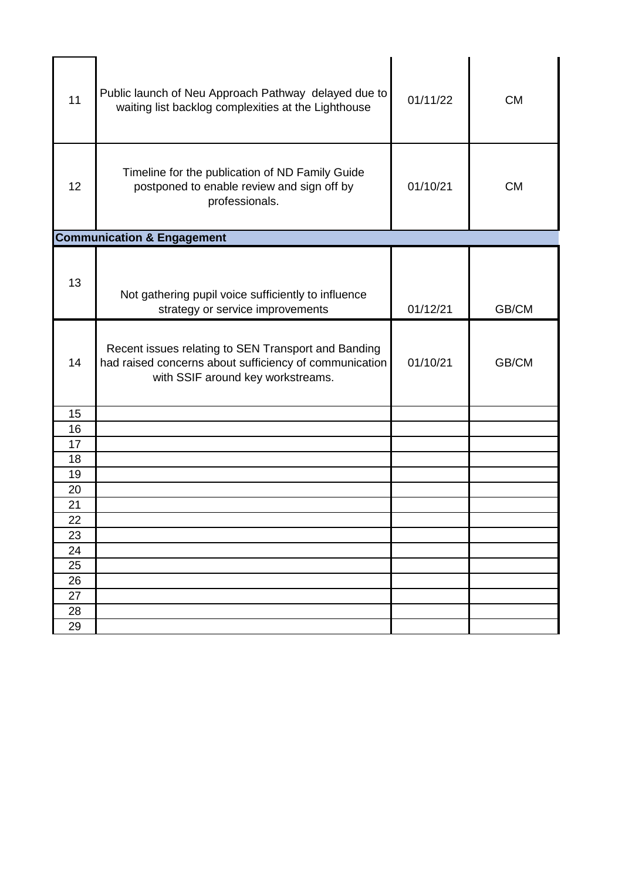| | | | |
|---|---|---|---|
| 11 | Public launch of Neu Approach Pathway delayed due to waiting list backlog complexities at the Lighthouse | 01/11/22 | CM |
| 12 | Timeline for the publication of ND Family Guide postponed to enable review and sign off by professionals. | 01/10/21 | CM |
| **Communication & Engagement** | | | |
| 13 | Not gathering pupil voice sufficiently to influence strategy or service improvements | 01/12/21 | GB/CM |
| 14 | Recent issues relating to SEN Transport and Banding had raised concerns about sufficiency of communication with SSIF around key workstreams. | 01/10/21 | GB/CM |
| 15 | | | |
| 16 | | | |
| 17 | | | |
| 18 | | | |
| 19 | | | |
| 20 | | | |
| 21 | | | |
| 22 | | | |
| 23 | | | |
| 24 | | | |
| 25 | | | |
| 26 | | | |
| 27 | | | |
| 28 | | | |
| 29 | | | |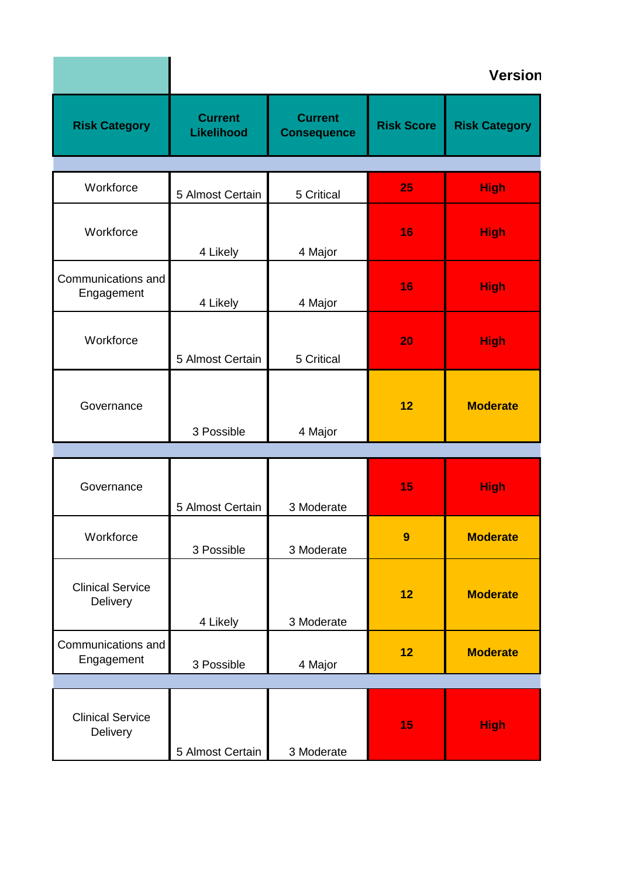Version

| Risk Category | Current Likelihood | Current Consequence | Risk Score | Risk Category |
|---|---|---|---|---|
| | | | | |
| Workforce | 5 Almost Certain | 5 Critical | 25 | High |
| Workforce | 4 Likely | 4 Major | 16 | High |
| Communications and Engagement | 4 Likely | 4 Major | 16 | High |
| Workforce | 5 Almost Certain | 5 Critical | 20 | High |
| Governance | 3 Possible | 4 Major | 12 | Moderate |
| | | | | |
| Governance | 5 Almost Certain | 3 Moderate | 15 | High |
| Workforce | 3 Possible | 3 Moderate | 9 | Moderate |
| Clinical Service Delivery | 4 Likely | 3 Moderate | 12 | Moderate |
| Communications and Engagement | 3 Possible | 4 Major | 12 | Moderate |
| | | | | |
| Clinical Service Delivery | 5 Almost Certain | 3 Moderate | 15 | High |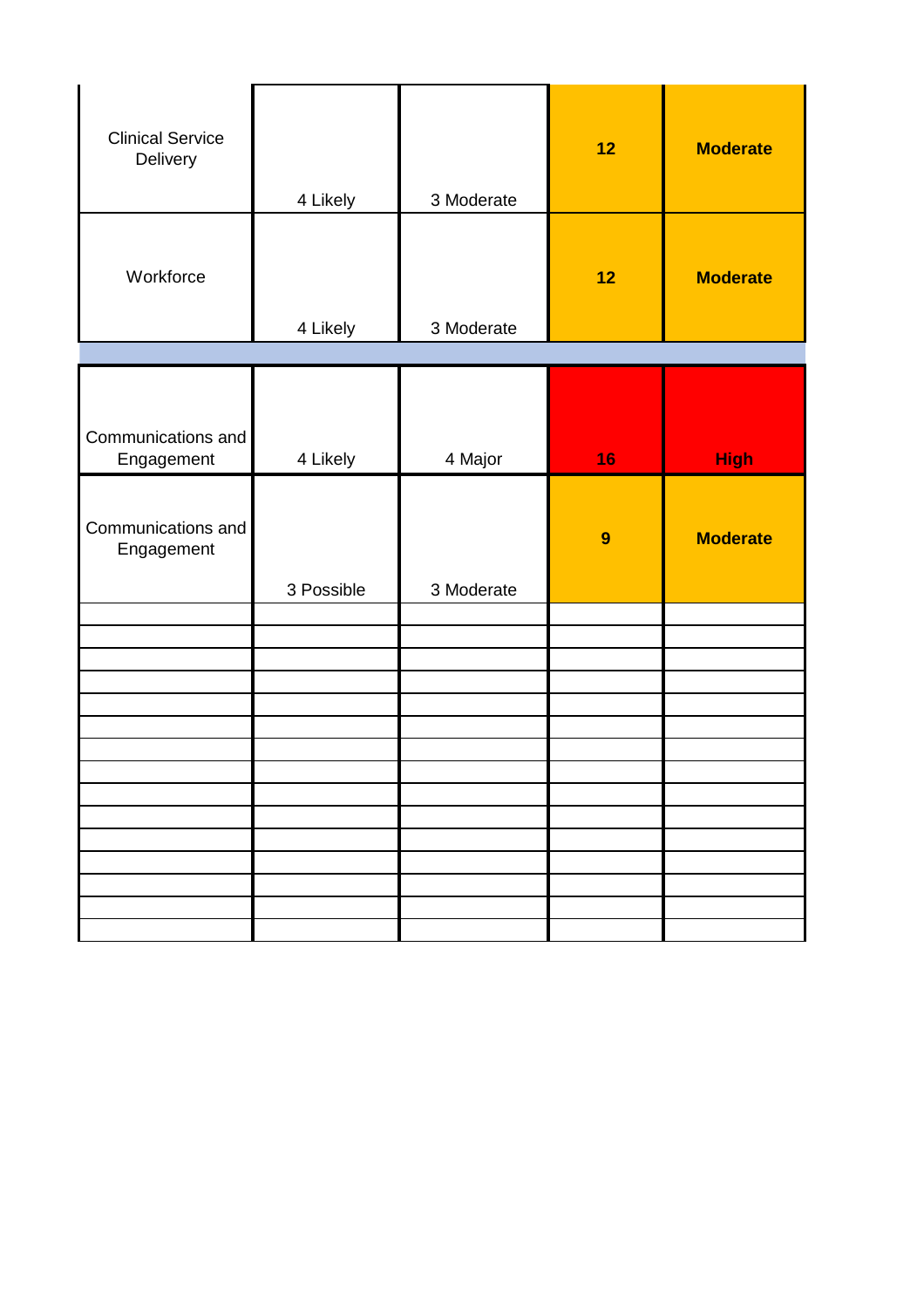| | | | | |
|---|---|---|---|---|
| Clinical Service Delivery | 4 Likely | 3 Moderate | **12** | **Moderate** |
| Workforce | 4 Likely | 3 Moderate | **12** | **Moderate** |
| | | | | |
| Communications and Engagement | 4 Likely | 4 Major | **16** | **High** |
| Communications and Engagement | 3 Possible | 3 Moderate | **9** | **Moderate** |
| | | | | |
| | | | | |
| | | | | |
| | | | | |
| | | | | |
| | | | | |
| | | | | |
| | | | | |
| | | | | |
| | | | | |
| | | | | |
| | | | | |
| | | | | |
| | | | | |
| | | | | |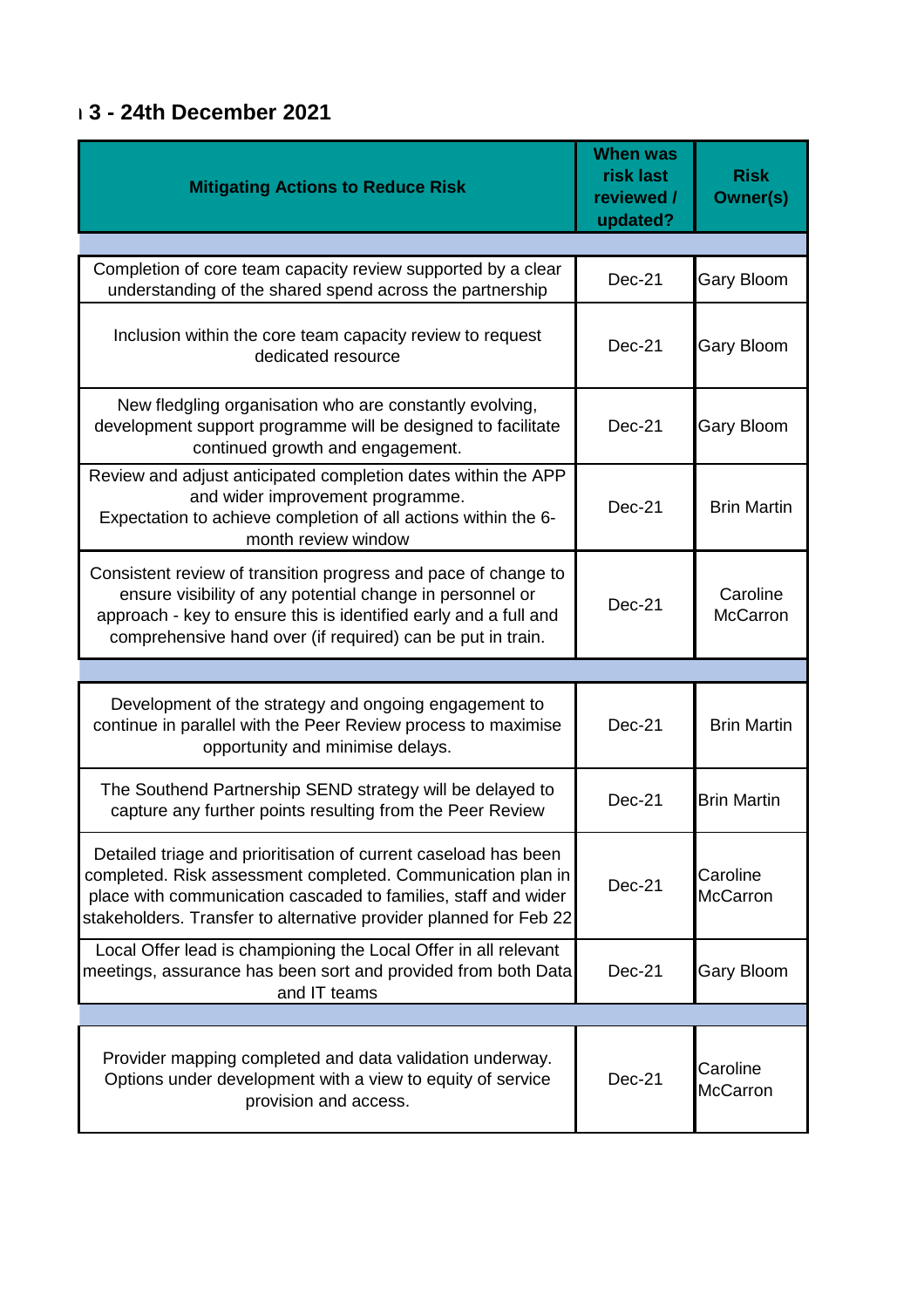## 3 - 24th December 2021

| Mitigating Actions to Reduce Risk | When was risk last reviewed / updated? | Risk Owner(s) |
|---|---|---|
| | | |
| Completion of core team capacity review supported by a clear understanding of the shared spend across the partnership | Dec-21 | Gary Bloom |
| Inclusion within the core team capacity review to request dedicated resource | Dec-21 | Gary Bloom |
| New fledgling organisation who are constantly evolving, development support programme will be designed to facilitate continued growth and engagement. | Dec-21 | Gary Bloom |
| Review and adjust anticipated completion dates within the APP and wider improvement programme. Expectation to achieve completion of all actions within the 6-month review window | Dec-21 | Brin Martin |
| Consistent review of transition progress and pace of change to ensure visibility of any potential change in personnel or approach - key to ensure this is identified early and a full and comprehensive hand over (if required) can be put in train. | Dec-21 | Caroline McCarron |
| | | |
| Development of the strategy and ongoing engagement to continue in parallel with the Peer Review process to maximise opportunity and minimise delays. | Dec-21 | Brin Martin |
| The Southend Partnership SEND strategy will be delayed to capture any further points resulting from the Peer Review | Dec-21 | Brin Martin |
| Detailed triage and prioritisation of current caseload has been completed. Risk assessment completed. Communication plan in place with communication cascaded to families, staff and wider stakeholders. Transfer to alternative provider planned for Feb 22 | Dec-21 | Caroline McCarron |
| Local Offer lead is championing the Local Offer in all relevant meetings, assurance has been sort and provided from both Data and IT teams | Dec-21 | Gary Bloom |
| | | |
| Provider mapping completed and data validation underway. Options under development with a view to equity of service provision and access. | Dec-21 | Caroline McCarron |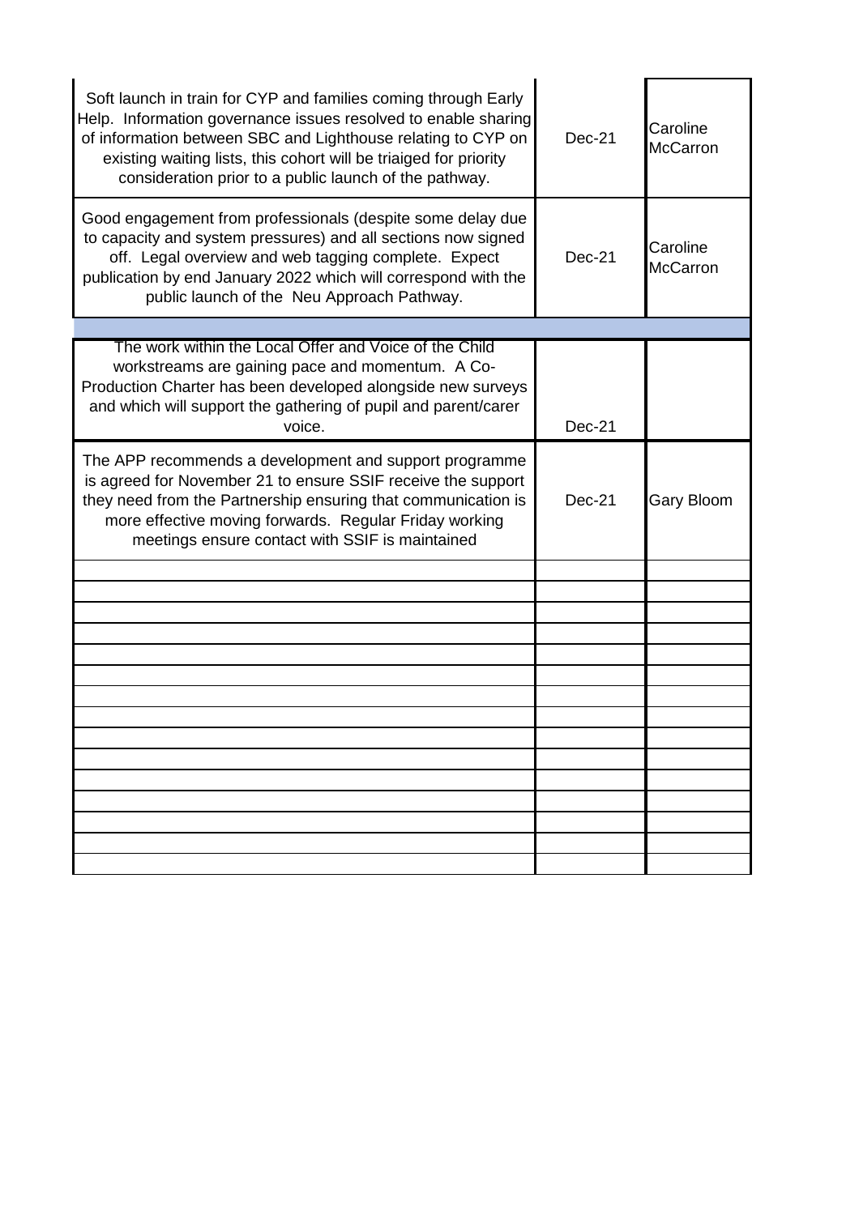| | | |
|---|---|---|
| Soft launch in train for CYP and families coming through Early Help. Information governance issues resolved to enable sharing of information between SBC and Lighthouse relating to CYP on existing waiting lists, this cohort will be triaiged for priority consideration prior to a public launch of the pathway. | Dec-21 | Caroline McCarron |
| Good engagement from professionals (despite some delay due to capacity and system pressures) and all sections now signed off. Legal overview and web tagging complete. Expect publication by end January 2022 which will correspond with the public launch of the Neu Approach Pathway. | Dec-21 | Caroline McCarron |
| | | |
| The work within the Local Offer and Voice of the Child workstreams are gaining pace and momentum. A Co-Production Charter has been developed alongside new surveys and which will support the gathering of pupil and parent/carer voice. | Dec-21 | |
| The APP recommends a development and support programme is agreed for November 21 to ensure SSIF receive the support they need from the Partnership ensuring that communication is more effective moving forwards. Regular Friday working meetings ensure contact with SSIF is maintained | Dec-21 | Gary Bloom |
| | | |
| | | |
| | | |
| | | |
| | | |
| | | |
| | | |
| | | |
| | | |
| | | |
| | | |
| | | |
| | | |
| | | |
| | | |